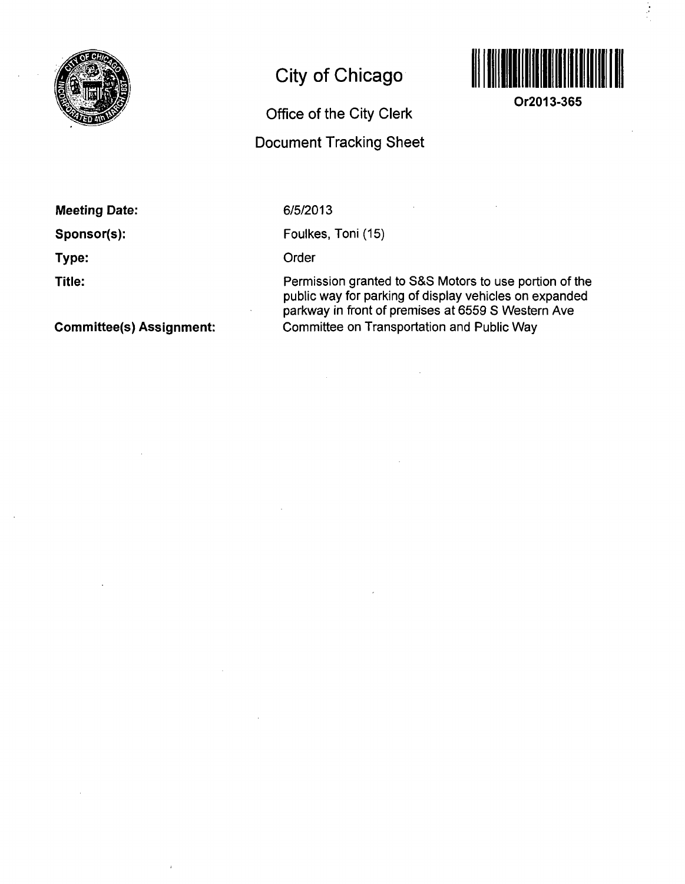# City of Chicago

## Office of the City Clerk

## Document Tracking Sheet

Or2013-365

**Meeting Date:** 6/5/2013

**Sponsor(s):** Foulkes, Toni (15)

**Type:** Order

**Title:** Permission granted to S&S Motors to use portion of the public way for parking of display vehicles on expanded parkway in front of premises at 6559 S Western Ave

**Committee(s) Assignment:** Committee on Transportation and Public Way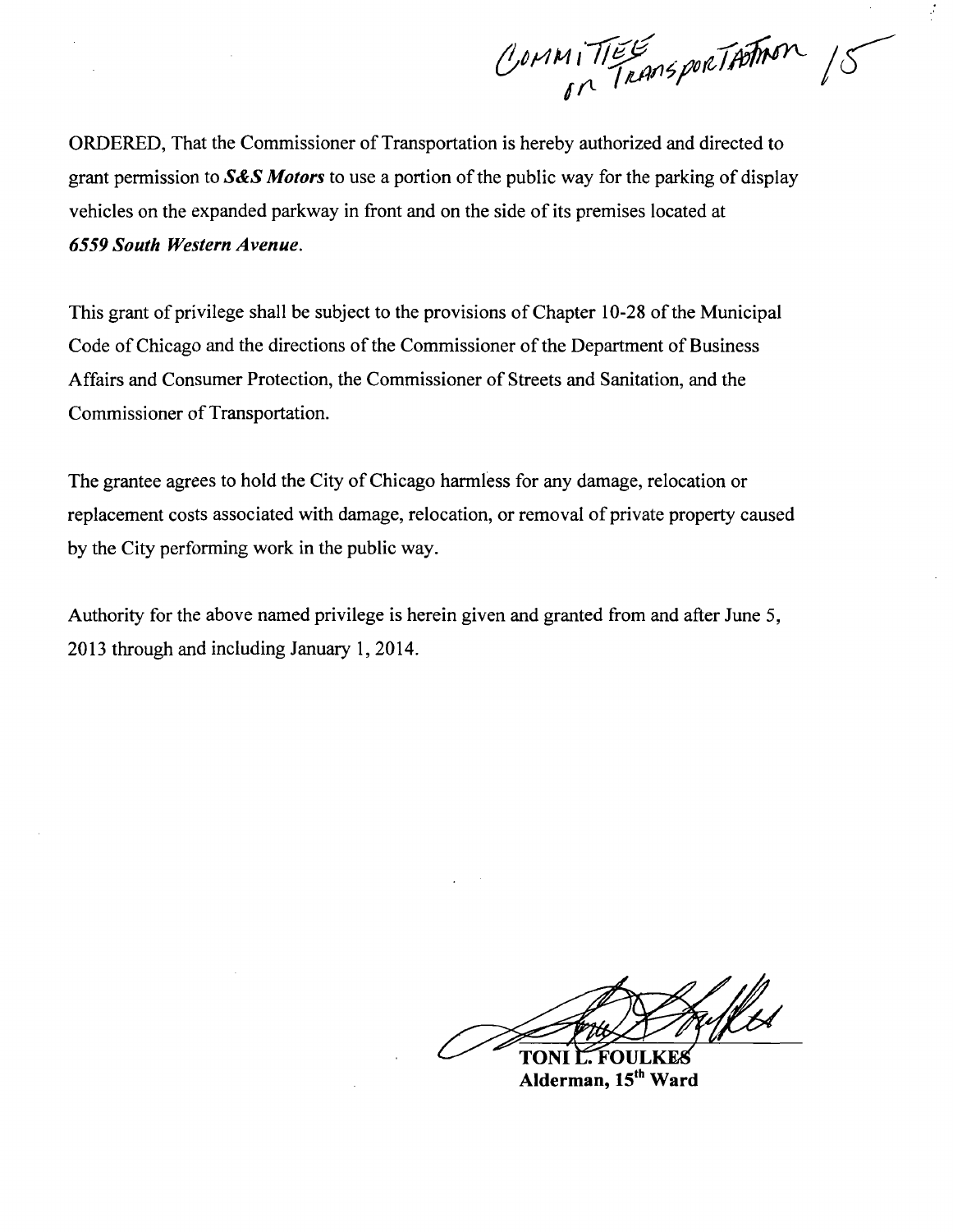Committee on Transportation 15

ORDERED, That the Commissioner of Transportation is hereby authorized and directed to grant permission to ***S&S Motors*** to use a portion of the public way for the parking of display vehicles on the expanded parkway in front and on the side of its premises located at ***6559 South Western Avenue***.

This grant of privilege shall be subject to the provisions of Chapter 10-28 of the Municipal Code of Chicago and the directions of the Commissioner of the Department of Business Affairs and Consumer Protection, the Commissioner of Streets and Sanitation, and the Commissioner of Transportation.

The grantee agrees to hold the City of Chicago harmless for any damage, relocation or replacement costs associated with damage, relocation, or removal of private property caused by the City performing work in the public way.

Authority for the above named privilege is herein given and granted from and after June 5, 2013 through and including January 1, 2014.

**TONI L. FOULKES**
**Alderman, 15th Ward**